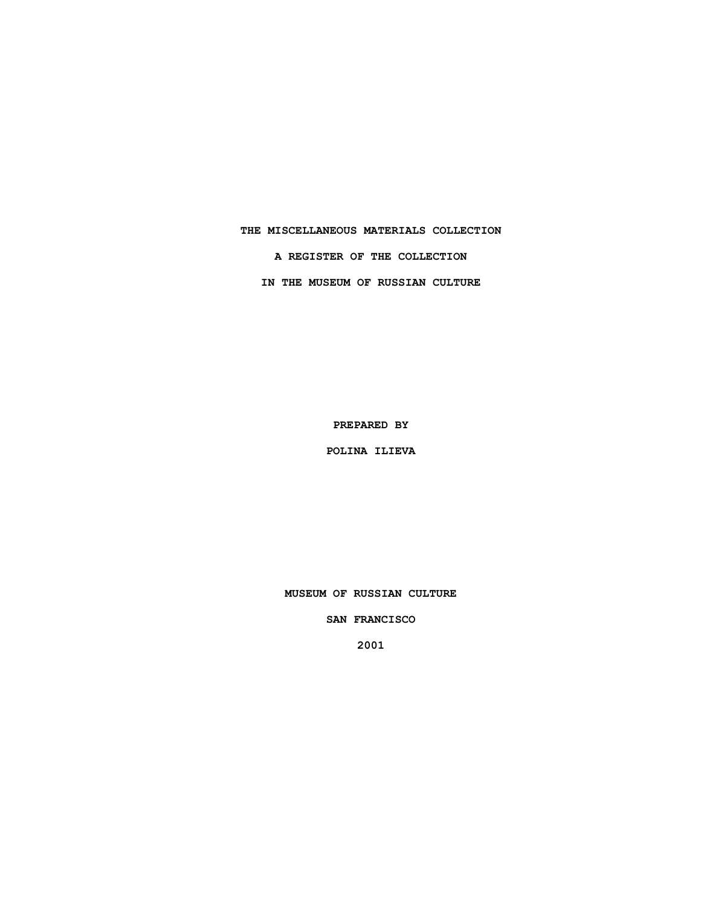# THE MISCELLANEOUS MATERIALS COLLECTION

## A REGISTER OF THE COLLECTION

## IN THE MUSEUM OF RUSSIAN CULTURE

**PREPARED BY**

**POLINA ILIEVA**

**MUSEUM OF RUSSIAN CULTURE**

**SAN FRANCISCO**

**2001**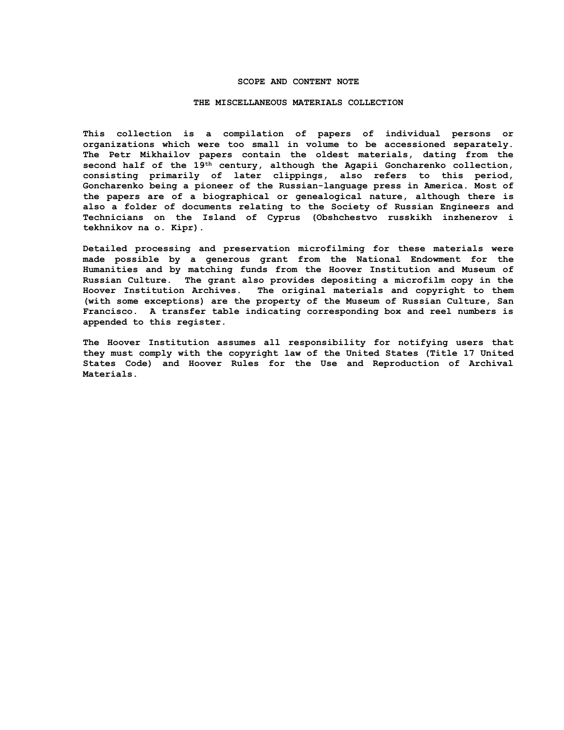# SCOPE AND CONTENT NOTE

## THE MISCELLANEOUS MATERIALS COLLECTION

This collection is a compilation of papers of individual persons or organizations which were too small in volume to be accessioned separately. The Petr Mikhailov papers contain the oldest materials, dating from the second half of the 19th century, although the Agapii Goncharenko collection, consisting primarily of later clippings, also refers to this period, Goncharenko being a pioneer of the Russian-language press in America. Most of the papers are of a biographical or genealogical nature, although there is also a folder of documents relating to the Society of Russian Engineers and Technicians on the Island of Cyprus (Obshchestvo russkikh inzhenerov i tekhnikov na o. Kipr).

Detailed processing and preservation microfilming for these materials were made possible by a generous grant from the National Endowment for the Humanities and by matching funds from the Hoover Institution and Museum of Russian Culture. The grant also provides depositing a microfilm copy in the Hoover Institution Archives. The original materials and copyright to them (with some exceptions) are the property of the Museum of Russian Culture, San Francisco. A transfer table indicating corresponding box and reel numbers is appended to this register.

The Hoover Institution assumes all responsibility for notifying users that they must comply with the copyright law of the United States (Title 17 United States Code) and Hoover Rules for the Use and Reproduction of Archival Materials.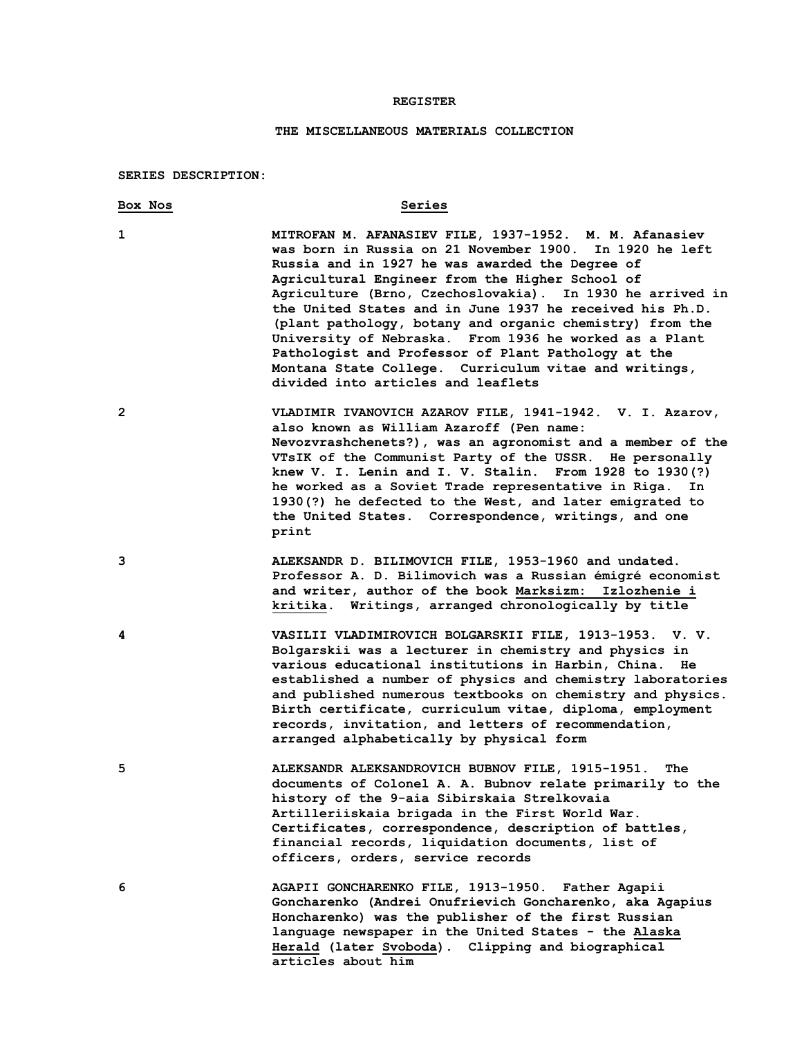# REGISTER

## THE MISCELLANEOUS MATERIALS COLLECTION

**SERIES DESCRIPTION:**

| Box Nos | Series |
|---|---|
| 1 | MITROFAN M. AFANASIEV FILE, 1937-1952. M. M. Afanasiev was born in Russia on 21 November 1900. In 1920 he left Russia and in 1927 he was awarded the Degree of Agricultural Engineer from the Higher School of Agriculture (Brno, Czechoslovakia). In 1930 he arrived in the United States and in June 1937 he received his Ph.D. (plant pathology, botany and organic chemistry) from the University of Nebraska. From 1936 he worked as a Plant Pathologist and Professor of Plant Pathology at the Montana State College. Curriculum vitae and writings, divided into articles and leaflets |
| 2 | VLADIMIR IVANOVICH AZAROV FILE, 1941-1942. V. I. Azarov, also known as William Azaroff (Pen name: Nevozvrashchenets?), was an agronomist and a member of the VTsIK of the Communist Party of the USSR. He personally knew V. I. Lenin and I. V. Stalin. From 1928 to 1930(?) he worked as a Soviet Trade representative in Riga. In 1930(?) he defected to the West, and later emigrated to the United States. Correspondence, writings, and one print |
| 3 | ALEKSANDR D. BILIMOVICH FILE, 1953-1960 and undated. Professor A. D. Bilimovich was a Russian émigré economist and writer, author of the book Marksizm: Izlozhenie i kritika. Writings, arranged chronologically by title |
| 4 | VASILII VLADIMIROVICH BOLGARSKII FILE, 1913-1953. V. V. Bolgarskii was a lecturer in chemistry and physics in various educational institutions in Harbin, China. He established a number of physics and chemistry laboratories and published numerous textbooks on chemistry and physics. Birth certificate, curriculum vitae, diploma, employment records, invitation, and letters of recommendation, arranged alphabetically by physical form |
| 5 | ALEKSANDR ALEKSANDROVICH BUBNOV FILE, 1915-1951. The documents of Colonel A. A. Bubnov relate primarily to the history of the 9-aia Sibirskaia Strelkovaia Artilleriiskaia brigada in the First World War. Certificates, correspondence, description of battles, financial records, liquidation documents, list of officers, orders, service records |
| 6 | AGAPII GONCHARENKO FILE, 1913-1950. Father Agapii Goncharenko (Andrei Onufrievich Goncharenko, aka Agapius Honcharenko) was the publisher of the first Russian language newspaper in the United States - the Alaska Herald (later Svoboda). Clipping and biographical articles about him |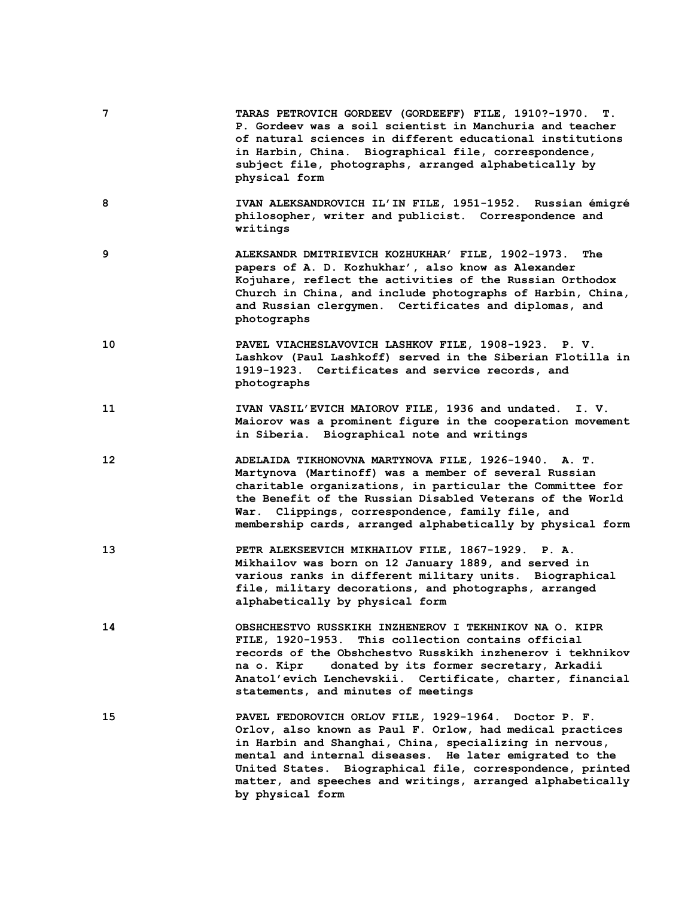7 **TARAS PETROVICH GORDEEV (GORDEEFF) FILE, 1910?-1970. T. P. Gordeev was a soil scientist in Manchuria and teacher of natural sciences in different educational institutions in Harbin, China. Biographical file, correspondence, subject file, photographs, arranged alphabetically by physical form**

8 **IVAN ALEKSANDROVICH IL'IN FILE, 1951-1952. Russian émigré philosopher, writer and publicist. Correspondence and writings**

9 **ALEKSANDR DMITRIEVICH KOZHUKHAR' FILE, 1902-1973. The papers of A. D. Kozhukhar', also know as Alexander Kojuhare, reflect the activities of the Russian Orthodox Church in China, and include photographs of Harbin, China, and Russian clergymen. Certificates and diplomas, and photographs**

10 **PAVEL VIACHESLAVOVICH LASHKOV FILE, 1908-1923. P. V. Lashkov (Paul Lashkoff) served in the Siberian Flotilla in 1919-1923. Certificates and service records, and photographs**

11 **IVAN VASIL'EVICH MAIOROV FILE, 1936 and undated. I. V. Maiorov was a prominent figure in the cooperation movement in Siberia. Biographical note and writings**

12 **ADELAIDA TIKHONOVNA MARTYNOVA FILE, 1926-1940. A. T. Martynova (Martinoff) was a member of several Russian charitable organizations, in particular the Committee for the Benefit of the Russian Disabled Veterans of the World War. Clippings, correspondence, family file, and membership cards, arranged alphabetically by physical form**

13 **PETR ALEKSEEVICH MIKHAILOV FILE, 1867-1929. P. A. Mikhailov was born on 12 January 1889, and served in various ranks in different military units. Biographical file, military decorations, and photographs, arranged alphabetically by physical form**

14 **OBSHCHESTVO RUSSKIKH INZHENEROV I TEKHNIKOV NA O. KIPR FILE, 1920-1953. This collection contains official records of the Obshchestvo Russkikh inzhenerov i tekhnikov na o. Kipr donated by its former secretary, Arkadii Anatol'evich Lenchevskii. Certificate, charter, financial statements, and minutes of meetings**

15 **PAVEL FEDOROVICH ORLOV FILE, 1929-1964. Doctor P. F. Orlov, also known as Paul F. Orlow, had medical practices in Harbin and Shanghai, China, specializing in nervous, mental and internal diseases. He later emigrated to the United States. Biographical file, correspondence, printed matter, and speeches and writings, arranged alphabetically by physical form**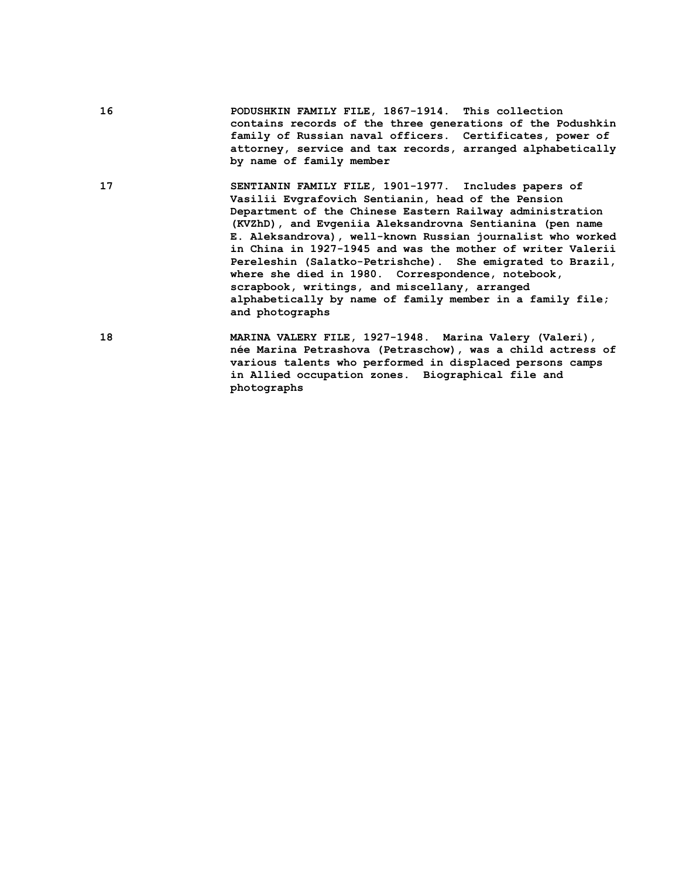16 **PODUSHKIN FAMILY FILE, 1867-1914. This collection contains records of the three generations of the Podushkin family of Russian naval officers. Certificates, power of attorney, service and tax records, arranged alphabetically by name of family member**

17 **SENTIANIN FAMILY FILE, 1901-1977. Includes papers of Vasilii Evgrafovich Sentianin, head of the Pension Department of the Chinese Eastern Railway administration (KVZhD), and Evgeniia Aleksandrovna Sentianina (pen name E. Aleksandrova), well-known Russian journalist who worked in China in 1927-1945 and was the mother of writer Valerii Pereleshin (Salatko-Petrishche). She emigrated to Brazil, where she died in 1980. Correspondence, notebook, scrapbook, writings, and miscellany, arranged alphabetically by name of family member in a family file; and photographs**

18 **MARINA VALERY FILE, 1927-1948. Marina Valery (Valeri), née Marina Petrashova (Petraschow), was a child actress of various talents who performed in displaced persons camps in Allied occupation zones. Biographical file and photographs**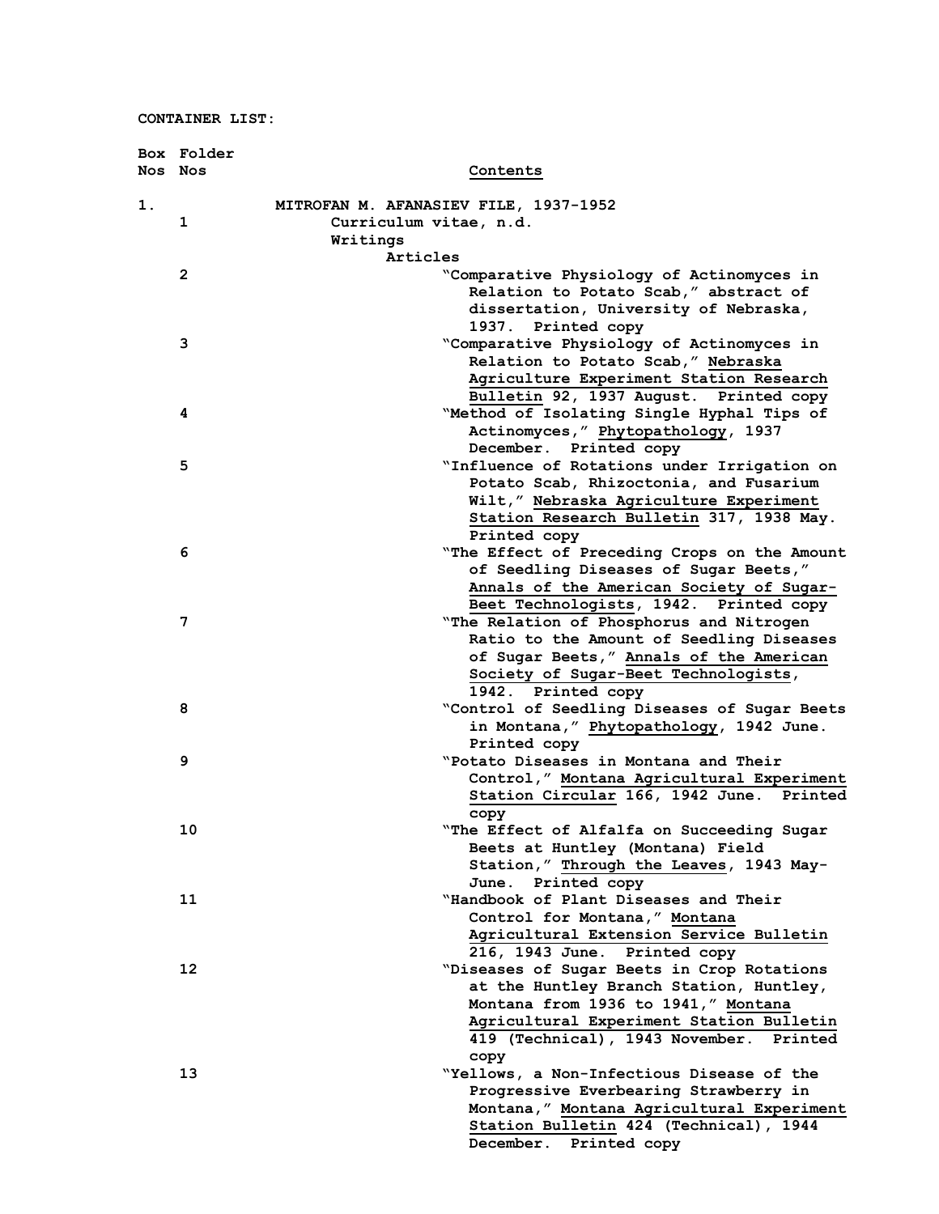CONTAINER LIST:

| Box Nos | Folder Nos | Contents |
|---|---|---|
| 1. | | MITROFAN M. AFANASIEV FILE, 1937-1952 |
| | 1 | Curriculum vitae, n.d. |
| | | Writings |
| | | Articles |
| | 2 | "Comparative Physiology of Actinomyces in Relation to Potato Scab," abstract of dissertation, University of Nebraska, 1937. Printed copy |
| | 3 | "Comparative Physiology of Actinomyces in Relation to Potato Scab," Nebraska Agriculture Experiment Station Research Bulletin 92, 1937 August. Printed copy |
| | 4 | "Method of Isolating Single Hyphal Tips of Actinomyces," Phytopathology, 1937 December. Printed copy |
| | 5 | "Influence of Rotations under Irrigation on Potato Scab, Rhizoctonia, and Fusarium Wilt," Nebraska Agriculture Experiment Station Research Bulletin 317, 1938 May. Printed copy |
| | 6 | "The Effect of Preceding Crops on the Amount of Seedling Diseases of Sugar Beets," Annals of the American Society of Sugar-Beet Technologists, 1942. Printed copy |
| | 7 | "The Relation of Phosphorus and Nitrogen Ratio to the Amount of Seedling Diseases of Sugar Beets," Annals of the American Society of Sugar-Beet Technologists, 1942. Printed copy |
| | 8 | "Control of Seedling Diseases of Sugar Beets in Montana," Phytopathology, 1942 June. Printed copy |
| | 9 | "Potato Diseases in Montana and Their Control," Montana Agricultural Experiment Station Circular 166, 1942 June. Printed copy |
| | 10 | "The Effect of Alfalfa on Succeeding Sugar Beets at Huntley (Montana) Field Station," Through the Leaves, 1943 May-June. Printed copy |
| | 11 | "Handbook of Plant Diseases and Their Control for Montana," Montana Agricultural Extension Service Bulletin 216, 1943 June. Printed copy |
| | 12 | "Diseases of Sugar Beets in Crop Rotations at the Huntley Branch Station, Huntley, Montana from 1936 to 1941," Montana Agricultural Experiment Station Bulletin 419 (Technical), 1943 November. Printed copy |
| | 13 | "Yellows, a Non-Infectious Disease of the Progressive Everbearing Strawberry in Montana," Montana Agricultural Experiment Station Bulletin 424 (Technical), 1944 December. Printed copy |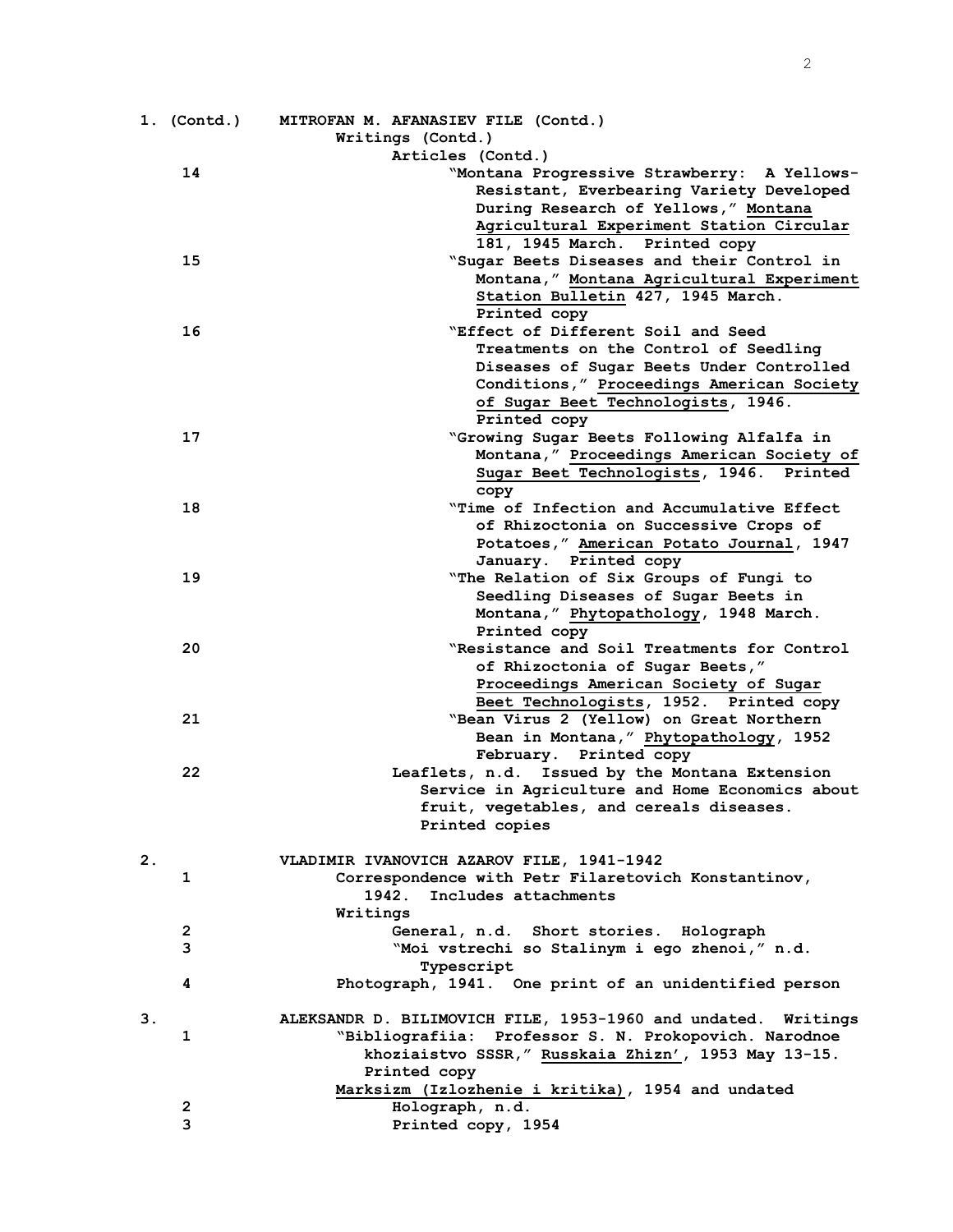1. (Contd.) **MITROFAN M. AFANASIEV FILE (Contd.)**

Writings (Contd.)

Articles (Contd.)

14 "Montana Progressive Strawberry: A Yellows-Resistant, Everbearing Variety Developed During Research of Yellows," Montana Agricultural Experiment Station Circular 181, 1945 March. Printed copy

15 "Sugar Beets Diseases and their Control in Montana," Montana Agricultural Experiment Station Bulletin 427, 1945 March. Printed copy

16 "Effect of Different Soil and Seed Treatments on the Control of Seedling Diseases of Sugar Beets Under Controlled Conditions," Proceedings American Society of Sugar Beet Technologists, 1946. Printed copy

17 "Growing Sugar Beets Following Alfalfa in Montana," Proceedings American Society of Sugar Beet Technologists, 1946. Printed copy

18 "Time of Infection and Accumulative Effect of Rhizoctonia on Successive Crops of Potatoes," American Potato Journal, 1947 January. Printed copy

19 "The Relation of Six Groups of Fungi to Seedling Diseases of Sugar Beets in Montana," Phytopathology, 1948 March. Printed copy

20 "Resistance and Soil Treatments for Control of Rhizoctonia of Sugar Beets," Proceedings American Society of Sugar Beet Technologists, 1952. Printed copy

21 "Bean Virus 2 (Yellow) on Great Northern Bean in Montana," Phytopathology, 1952 February. Printed copy

22 Leaflets, n.d. Issued by the Montana Extension Service in Agriculture and Home Economics about fruit, vegetables, and cereals diseases. Printed copies

2. **VLADIMIR IVANOVICH AZAROV FILE, 1941-1942**

1 Correspondence with Petr Filaretovich Konstantinov, 1942. Includes attachments

Writings

2 General, n.d. Short stories. Holograph

3 "Moi vstrechi so Stalinym i ego zhenoi," n.d. Typescript

4 Photograph, 1941. One print of an unidentified person

3. **ALEKSANDR D. BILIMOVICH FILE, 1953-1960 and undated. Writings**

1 "Bibliografiia: Professor S. N. Prokopovich. Narodnoe khoziaistvo SSSR," Russkaia Zhizn', 1953 May 13-15. Printed copy

Marksizm (Izlozhenie i kritika), 1954 and undated

2 Holograph, n.d.

3 Printed copy, 1954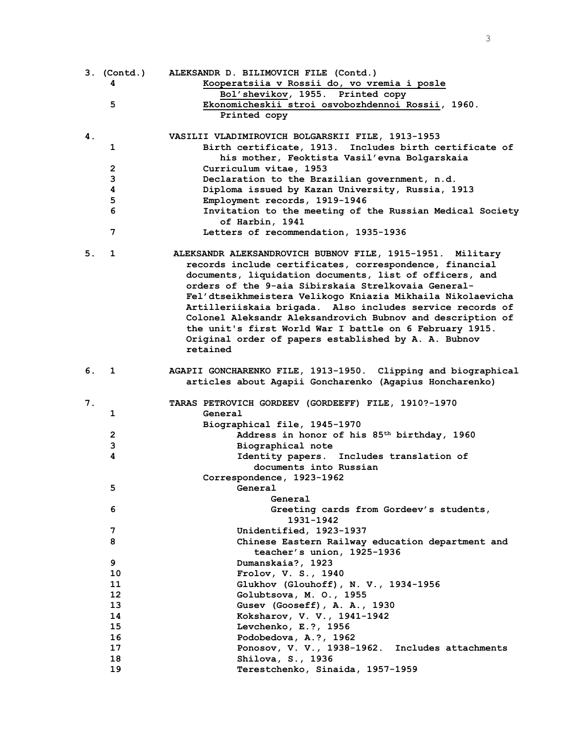3. (Contd.) **ALEKSANDR D. BILIMOVICH FILE (Contd.)**

4 — Kooperatsiia v Rossii do, vo vremia i posle Bol'shevikov, 1955. Printed copy

5 — Ekonomicheskii stroi osvobozhdennoi Rossii, 1960. Printed copy

4. **VASILII VLADIMIROVICH BOLGARSKII FILE, 1913-1953**

1 — Birth certificate, 1913. Includes birth certificate of his mother, Feoktista Vasil'evna Bolgarskaia

2 — Curriculum vitae, 1953

3 — Declaration to the Brazilian government, n.d.

4 — Diploma issued by Kazan University, Russia, 1913

5 — Employment records, 1919-1946

6 — Invitation to the meeting of the Russian Medical Society of Harbin, 1941

7 — Letters of recommendation, 1935-1936

5. 1 — **ALEKSANDR ALEKSANDROVICH BUBNOV FILE, 1915-1951.** Military records include certificates, correspondence, financial documents, liquidation documents, list of officers, and orders of the 9-aia Sibirskaia Strelkovaia General-Fel'dtseikhmeistera Velikogo Kniazia Mikhaila Nikolaevicha Artilleriiskaia brigada. Also includes service records of Colonel Aleksandr Aleksandrovich Bubnov and description of the unit's first World War I battle on 6 February 1915. Original order of papers established by A. A. Bubnov retained

6. 1 — **AGAPII GONCHARENKO FILE, 1913-1950.** Clipping and biographical articles about Agapii Goncharenko (Agapius Honcharenko)

7. **TARAS PETROVICH GORDEEV (GORDEEFF) FILE, 1910?-1970**

1 — General

Biographical file, 1945-1970

2 — Address in honor of his 85th birthday, 1960

3 — Biographical note

4 — Identity papers. Includes translation of documents into Russian

Correspondence, 1923-1962

5 — General

General

6 — Greeting cards from Gordeev's students, 1931-1942

7 — Unidentified, 1923-1937

8 — Chinese Eastern Railway education department and teacher's union, 1925-1936

9 — Dumanskaia?, 1923

10 — Frolov, V. S., 1940

11 — Glukhov (Glouhoff), N. V., 1934-1956

12 — Golubtsova, M. O., 1955

13 — Gusev (Gooseff), A. A., 1930

14 — Koksharov, V. V., 1941-1942

15 — Levchenko, E.?, 1956

16 — Podobedova, A.?, 1962

17 — Ponosov, V. V., 1938-1962. Includes attachments

18 — Shilova, S., 1936

19 — Terestchenko, Sinaida, 1957-1959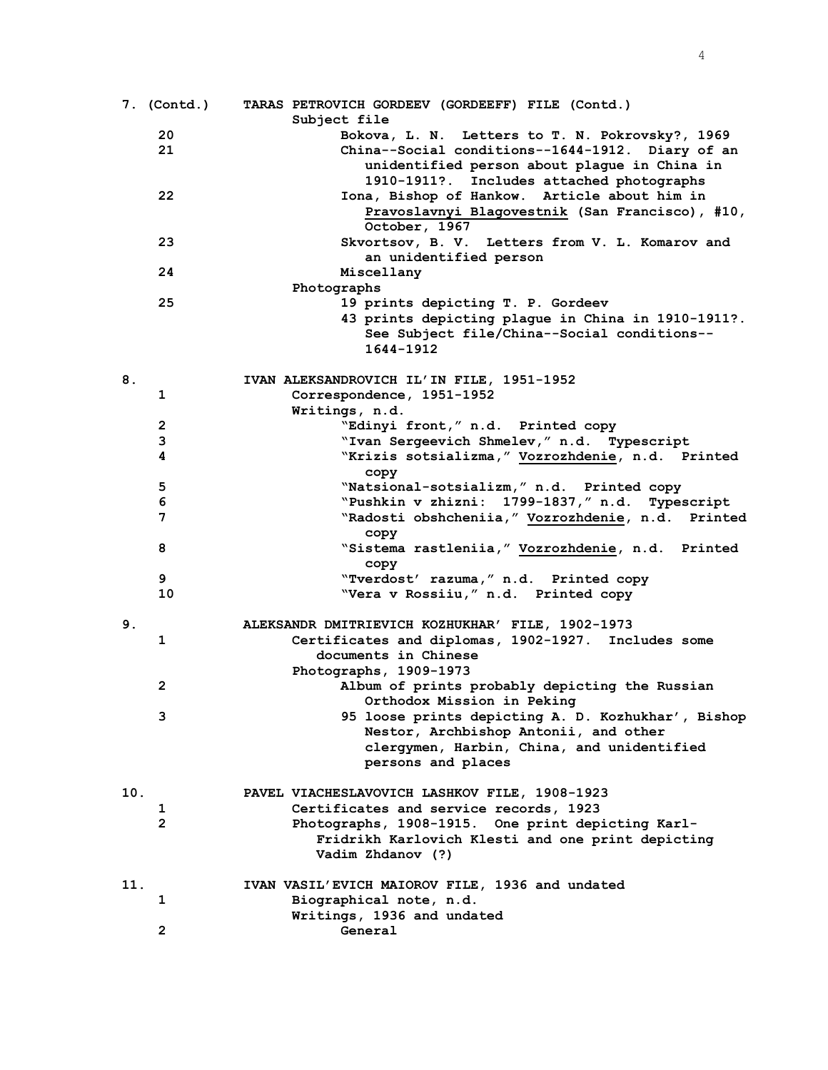**7. (Contd.)** **TARAS PETROVICH GORDEEV (GORDEEFF) FILE (Contd.)**

Subject file

20 Bokova, L. N. Letters to T. N. Pokrovsky?, 1969

21 China--Social conditions--1644-1912. Diary of an unidentified person about plague in China in 1910-1911?. Includes attached photographs

22 Iona, Bishop of Hankow. Article about him in Pravoslavnyi Blagovestnik (San Francisco), #10, October, 1967

23 Skvortsov, B. V. Letters from V. L. Komarov and an unidentified person

24 Miscellany

Photographs

25 19 prints depicting T. P. Gordeev

43 prints depicting plague in China in 1910-1911?. See Subject file/China--Social conditions--1644-1912

**8.** **IVAN ALEKSANDROVICH IL'IN FILE, 1951-1952**

1 Correspondence, 1951-1952

Writings, n.d.

2 "Edinyi front," n.d. Printed copy

3 "Ivan Sergeevich Shmelev," n.d. Typescript

4 "Krizis sotsializma," Vozrozhdenie, n.d. Printed copy

5 "Natsional-sotsializm," n.d. Printed copy

6 "Pushkin v zhizni: 1799-1837," n.d. Typescript

7 "Radosti obshcheniia," Vozrozhdenie, n.d. Printed copy

8 "Sistema rastleniia," Vozrozhdenie, n.d. Printed copy

9 "Tverdost' razuma," n.d. Printed copy

10 "Vera v Rossiiu," n.d. Printed copy

**9.** **ALEKSANDR DMITRIEVICH KOZHUKHAR' FILE, 1902-1973**

1 Certificates and diplomas, 1902-1927. Includes some documents in Chinese

Photographs, 1909-1973

2 Album of prints probably depicting the Russian Orthodox Mission in Peking

3 95 loose prints depicting A. D. Kozhukhar', Bishop Nestor, Archbishop Antonii, and other clergymen, Harbin, China, and unidentified persons and places

**10.** **PAVEL VIACHESLAVOVICH LASHKOV FILE, 1908-1923**

1 Certificates and service records, 1923

2 Photographs, 1908-1915. One print depicting Karl-Fridrikh Karlovich Klesti and one print depicting Vadim Zhdanov (?)

**11.** **IVAN VASIL'EVICH MAIOROV FILE, 1936 and undated**

1 Biographical note, n.d.

Writings, 1936 and undated

2 General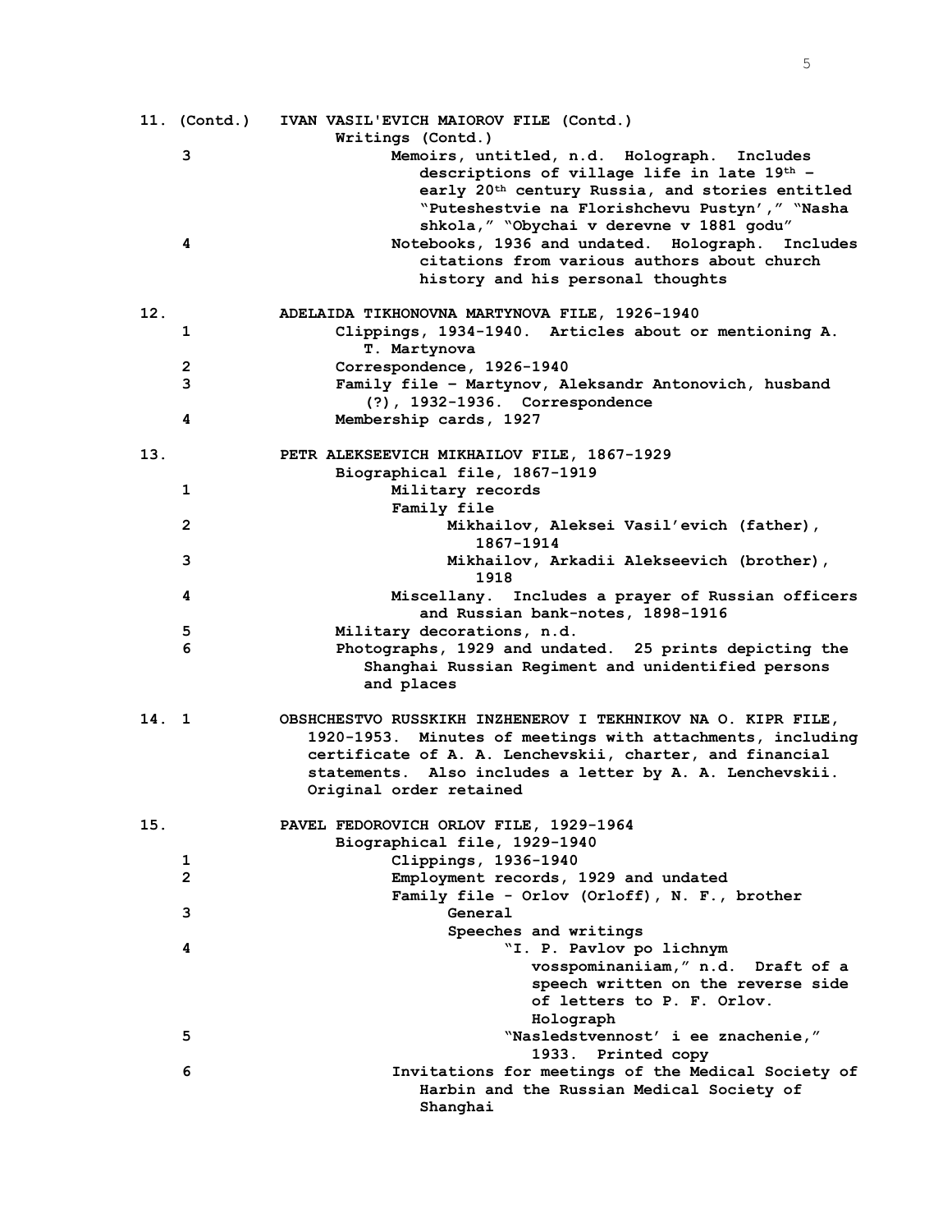**11. (Contd.)** **IVAN VASIL'EVICH MAIOROV FILE (Contd.)**

Writings (Contd.)

- **3** — Memoirs, untitled, n.d. Holograph. Includes descriptions of village life in late 19th – early 20th century Russia, and stories entitled "Puteshestvie na Florishchevu Pustyn'," "Nasha shkola," "Obychai v derevne v 1881 godu"
- **4** — Notebooks, 1936 and undated. Holograph. Includes citations from various authors about church history and his personal thoughts

**12.** **ADELAIDA TIKHONOVNA MARTYNOVA FILE, 1926-1940**

- **1** — Clippings, 1934-1940. Articles about or mentioning A. T. Martynova
- **2** — Correspondence, 1926-1940
- **3** — Family file – Martynov, Aleksandr Antonovich, husband (?), 1932-1936. Correspondence
- **4** — Membership cards, 1927

**13.** **PETR ALEKSEEVICH MIKHAILOV FILE, 1867-1929**

Biographical file, 1867-1919

- **1** — Military records
- Family file
  - **2** — Mikhailov, Aleksei Vasil'evich (father), 1867-1914
  - **3** — Mikhailov, Arkadii Alekseevich (brother), 1918
- **4** — Miscellany. Includes a prayer of Russian officers and Russian bank-notes, 1898-1916

- **5** — Military decorations, n.d.
- **6** — Photographs, 1929 and undated. 25 prints depicting the Shanghai Russian Regiment and unidentified persons and places

**14. 1** **OBSHCHESTVO RUSSKIKH INZHENEROV I TEKHNIKOV NA O. KIPR FILE, 1920-1953.** Minutes of meetings with attachments, including certificate of A. A. Lenchevskii, charter, and financial statements. Also includes a letter by A. A. Lenchevskii. Original order retained

**15.** **PAVEL FEDOROVICH ORLOV FILE, 1929-1964**

Biographical file, 1929-1940

- **1** — Clippings, 1936-1940
- **2** — Employment records, 1929 and undated
- Family file - Orlov (Orloff), N. F., brother
  - **3** — General
  - Speeches and writings
    - **4** — "I. P. Pavlov po lichnym vosspominaniiam," n.d. Draft of a speech written on the reverse side of letters to P. F. Orlov. Holograph
    - **5** — "Nasledstvennost' i ee znachenie," 1933. Printed copy
- **6** — Invitations for meetings of the Medical Society of Harbin and the Russian Medical Society of Shanghai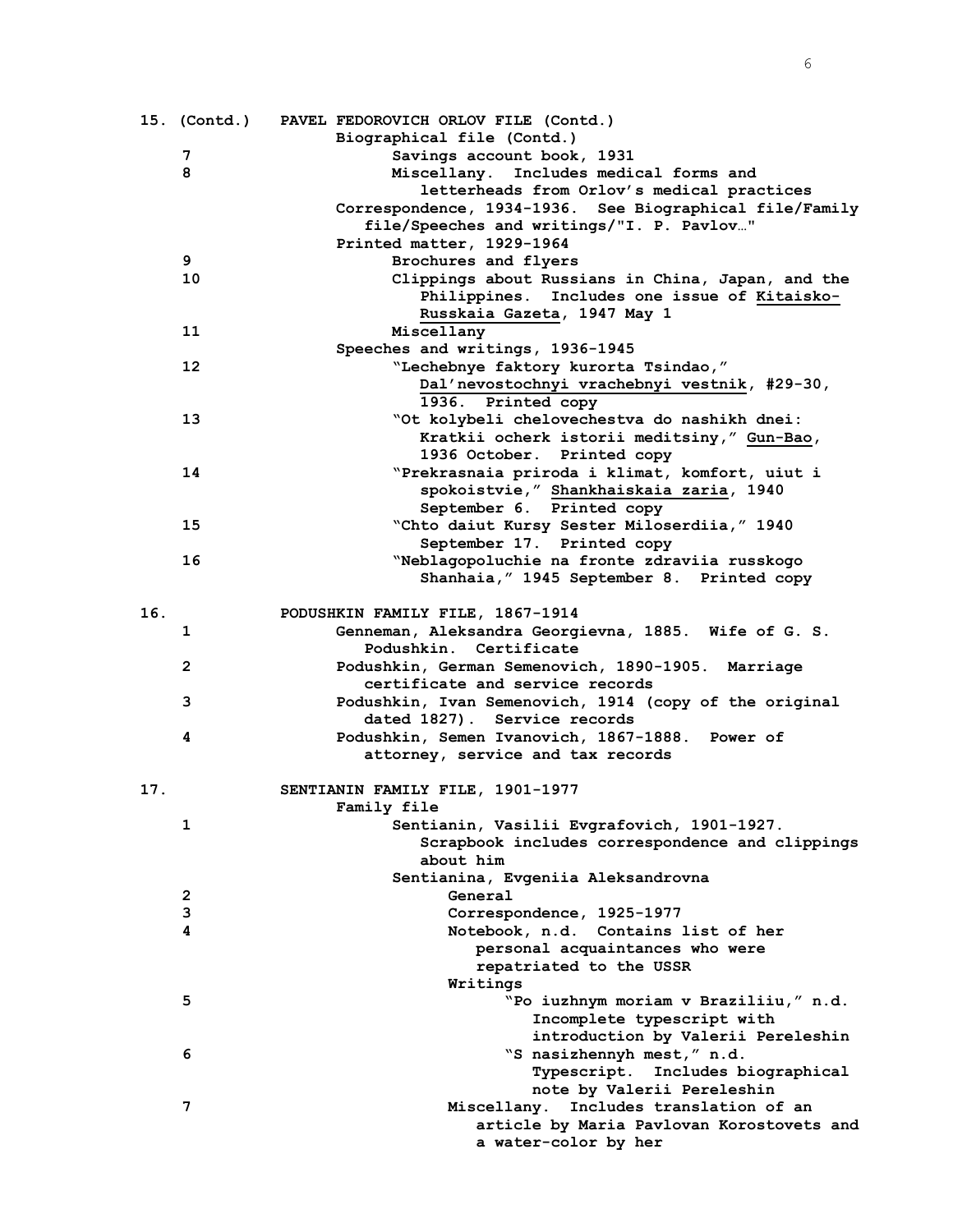15. (Contd.) PAVEL FEDOROVICH ORLOV FILE (Contd.)

Biographical file (Contd.)

- 7 Savings account book, 1931
- 8 Miscellany. Includes medical forms and letterheads from Orlov's medical practices

Correspondence, 1934-1936. See Biographical file/Family file/Speeches and writings/"I. P. Pavlov…"

Printed matter, 1929-1964

- 9 Brochures and flyers
- 10 Clippings about Russians in China, Japan, and the Philippines. Includes one issue of Kitaisko-Russkaia Gazeta, 1947 May 1
- 11 Miscellany

Speeches and writings, 1936-1945

- 12 "Lechebnye faktory kurorta Tsindao," Dal'nevostochnyi vrachebnyi vestnik, #29-30, 1936. Printed copy
- 13 "Ot kolybeli chelovechestva do nashikh dnei: Kratkii ocherk istorii meditsiny," Gun-Bao, 1936 October. Printed copy
- 14 "Prekrasnaia priroda i klimat, komfort, uiut i spokoistvie," Shankhaiskaia zaria, 1940 September 6. Printed copy
- 15 "Chto daiut Kursy Sester Miloserdiia," 1940 September 17. Printed copy
- 16 "Neblagopoluchie na fronte zdraviia russkogo Shanhaia," 1945 September 8. Printed copy

16. PODUSHKIN FAMILY FILE, 1867-1914

- 1 Genneman, Aleksandra Georgievna, 1885. Wife of G. S. Podushkin. Certificate
- 2 Podushkin, German Semenovich, 1890-1905. Marriage certificate and service records
- 3 Podushkin, Ivan Semenovich, 1914 (copy of the original dated 1827). Service records
- 4 Podushkin, Semen Ivanovich, 1867-1888. Power of attorney, service and tax records

17. SENTIANIN FAMILY FILE, 1901-1977

Family file

- 1 Sentianin, Vasilii Evgrafovich, 1901-1927. Scrapbook includes correspondence and clippings about him

Sentianina, Evgeniia Aleksandrovna

- 2 General
- 3 Correspondence, 1925-1977
- 4 Notebook, n.d. Contains list of her personal acquaintances who were repatriated to the USSR

Writings

- 5 "Po iuzhnym moriam v Braziliiu," n.d. Incomplete typescript with introduction by Valerii Pereleshin
- 6 "S nasizhennyh mest," n.d. Typescript. Includes biographical note by Valerii Pereleshin
- 7 Miscellany. Includes translation of an article by Maria Pavlovan Korostovets and a water-color by her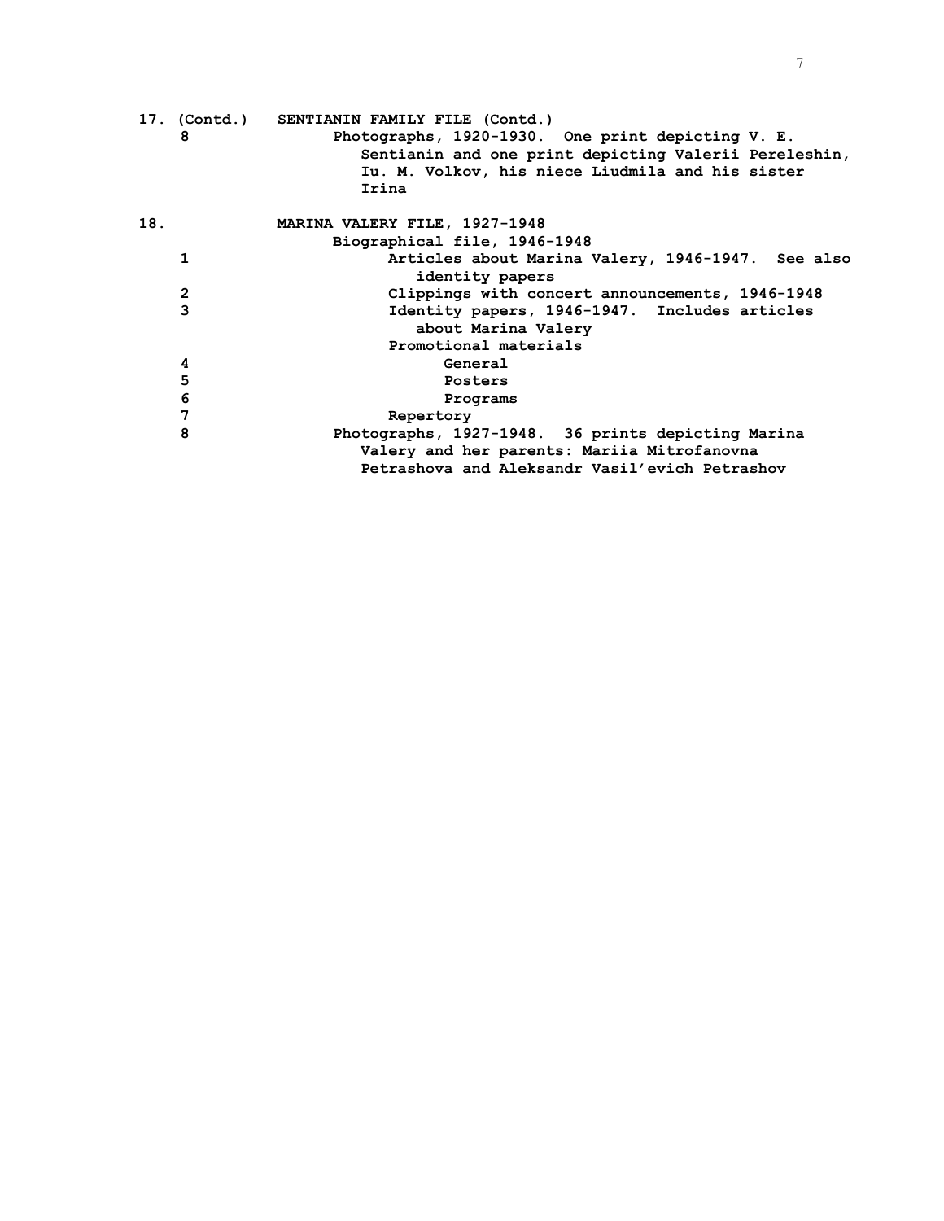**17. (Contd.) SENTIANIN FAMILY FILE (Contd.)**

**8** Photographs, 1920-1930. One print depicting V. E. Sentianin and one print depicting Valerii Pereleshin, Iu. M. Volkov, his niece Liudmila and his sister Irina

**18. MARINA VALERY FILE, 1927-1948**

Biographical file, 1946-1948

- **1** Articles about Marina Valery, 1946-1947. See also identity papers
- **2** Clippings with concert announcements, 1946-1948
- **3** Identity papers, 1946-1947. Includes articles about Marina Valery

Promotional materials

- **4** General
- **5** Posters
- **6** Programs
- **7** Repertory

**8** Photographs, 1927-1948. 36 prints depicting Marina Valery and her parents: Mariia Mitrofanovna Petrashova and Aleksandr Vasil'evich Petrashov